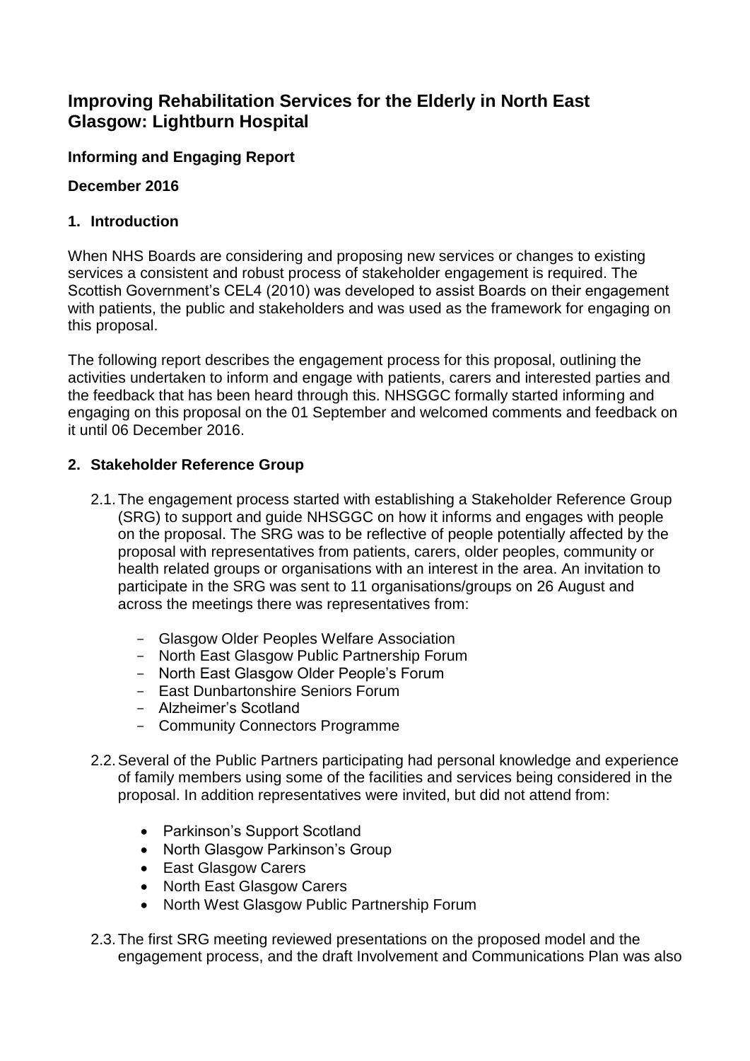# Improving Rehabilitation Services for the Elderly in North East Glasgow: Lightburn Hospital

**Informing and Engaging Report**

**December 2016**

## 1. Introduction

When NHS Boards are considering and proposing new services or changes to existing services a consistent and robust process of stakeholder engagement is required. The Scottish Government's CEL4 (2010) was developed to assist Boards on their engagement with patients, the public and stakeholders and was used as the framework for engaging on this proposal.

The following report describes the engagement process for this proposal, outlining the activities undertaken to inform and engage with patients, carers and interested parties and the feedback that has been heard through this. NHSGGC formally started informing and engaging on this proposal on the 01 September and welcomed comments and feedback on it until 06 December 2016.

## 2. Stakeholder Reference Group

2.1. The engagement process started with establishing a Stakeholder Reference Group (SRG) to support and guide NHSGGC on how it informs and engages with people on the proposal. The SRG was to be reflective of people potentially affected by the proposal with representatives from patients, carers, older peoples, community or health related groups or organisations with an interest in the area. An invitation to participate in the SRG was sent to 11 organisations/groups on 26 August and across the meetings there was representatives from:

- Glasgow Older Peoples Welfare Association
- North East Glasgow Public Partnership Forum
- North East Glasgow Older People's Forum
- East Dunbartonshire Seniors Forum
- Alzheimer's Scotland
- Community Connectors Programme

2.2. Several of the Public Partners participating had personal knowledge and experience of family members using some of the facilities and services being considered in the proposal. In addition representatives were invited, but did not attend from:

- Parkinson's Support Scotland
- North Glasgow Parkinson's Group
- East Glasgow Carers
- North East Glasgow Carers
- North West Glasgow Public Partnership Forum

2.3. The first SRG meeting reviewed presentations on the proposed model and the engagement process, and the draft Involvement and Communications Plan was also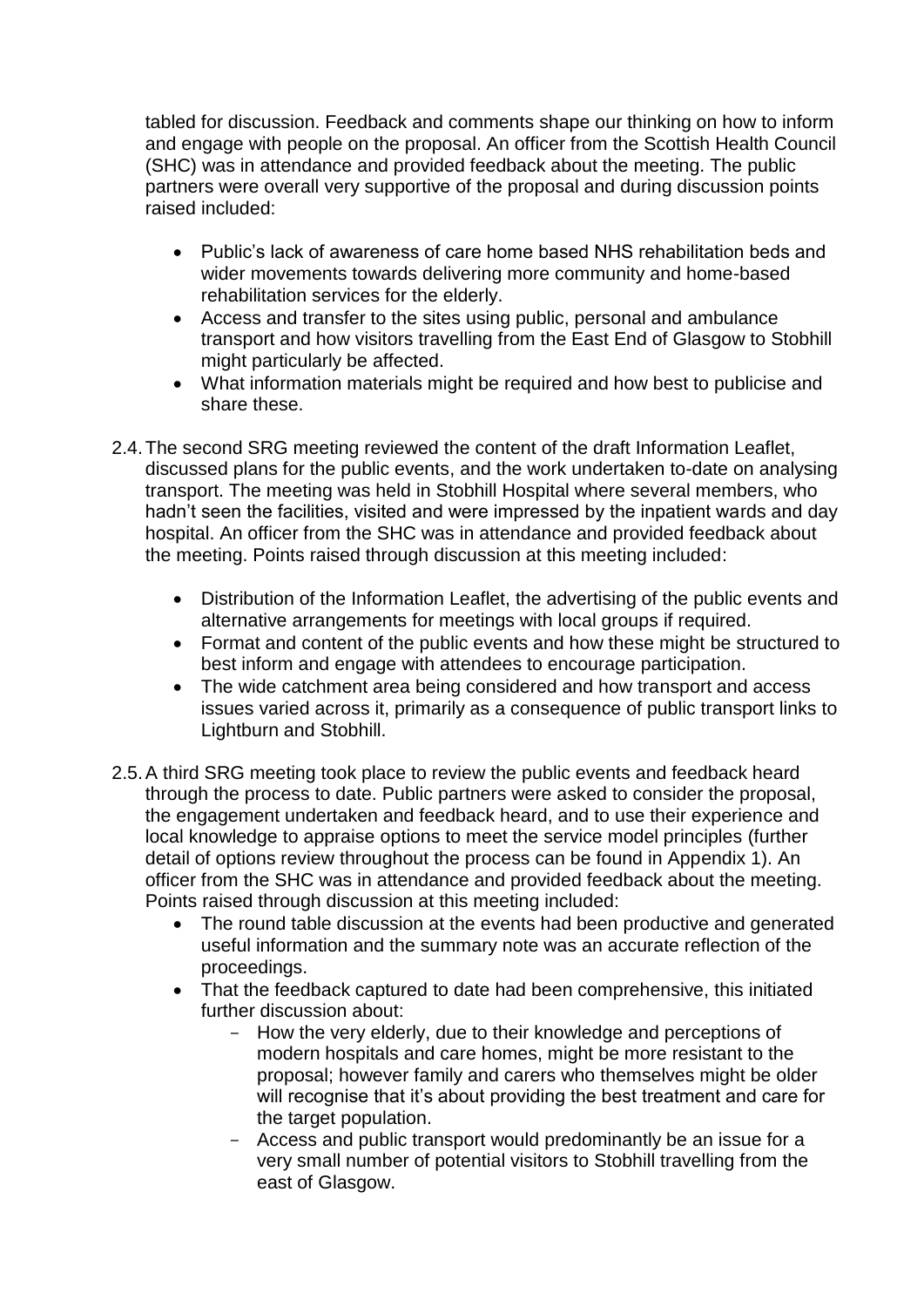tabled for discussion. Feedback and comments shape our thinking on how to inform and engage with people on the proposal. An officer from the Scottish Health Council (SHC) was in attendance and provided feedback about the meeting. The public partners were overall very supportive of the proposal and during discussion points raised included:

- Public's lack of awareness of care home based NHS rehabilitation beds and wider movements towards delivering more community and home-based rehabilitation services for the elderly.
- Access and transfer to the sites using public, personal and ambulance transport and how visitors travelling from the East End of Glasgow to Stobhill might particularly be affected.
- What information materials might be required and how best to publicise and share these.

2.4. The second SRG meeting reviewed the content of the draft Information Leaflet, discussed plans for the public events, and the work undertaken to-date on analysing transport. The meeting was held in Stobhill Hospital where several members, who hadn't seen the facilities, visited and were impressed by the inpatient wards and day hospital. An officer from the SHC was in attendance and provided feedback about the meeting. Points raised through discussion at this meeting included:

   - Distribution of the Information Leaflet, the advertising of the public events and alternative arrangements for meetings with local groups if required.
   - Format and content of the public events and how these might be structured to best inform and engage with attendees to encourage participation.
   - The wide catchment area being considered and how transport and access issues varied across it, primarily as a consequence of public transport links to Lightburn and Stobhill.

2.5. A third SRG meeting took place to review the public events and feedback heard through the process to date. Public partners were asked to consider the proposal, the engagement undertaken and feedback heard, and to use their experience and local knowledge to appraise options to meet the service model principles (further detail of options review throughout the process can be found in Appendix 1). An officer from the SHC was in attendance and provided feedback about the meeting. Points raised through discussion at this meeting included:

   - The round table discussion at the events had been productive and generated useful information and the summary note was an accurate reflection of the proceedings.
   - That the feedback captured to date had been comprehensive, this initiated further discussion about:
     - How the very elderly, due to their knowledge and perceptions of modern hospitals and care homes, might be more resistant to the proposal; however family and carers who themselves might be older will recognise that it's about providing the best treatment and care for the target population.
     - Access and public transport would predominantly be an issue for a very small number of potential visitors to Stobhill travelling from the east of Glasgow.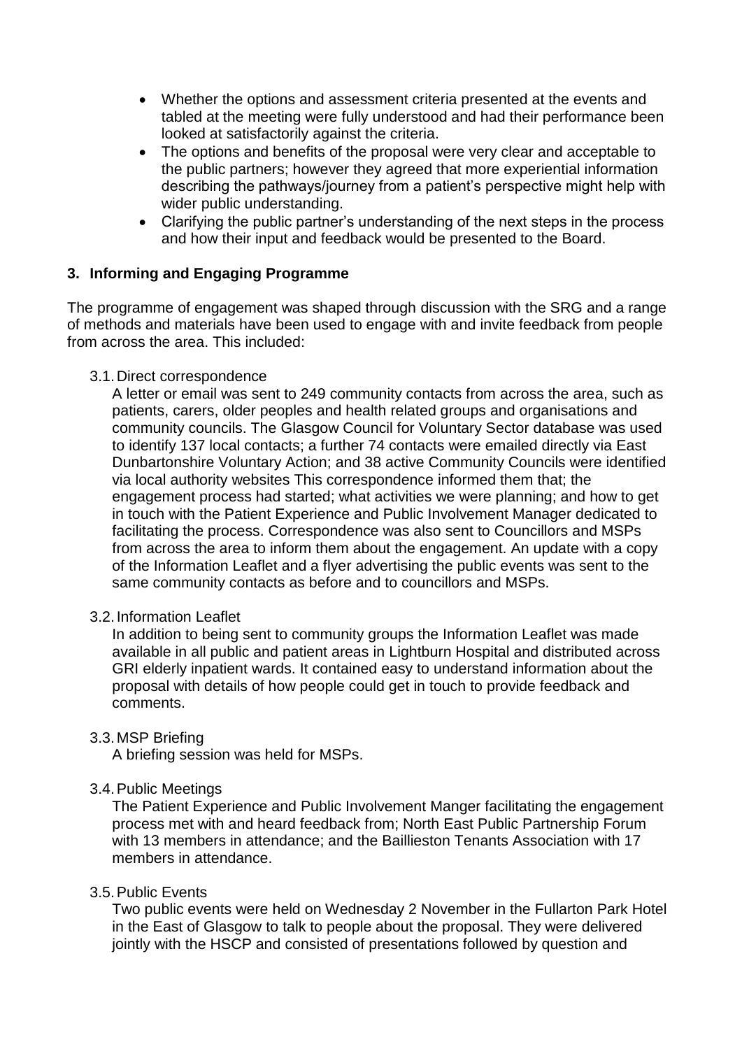- Whether the options and assessment criteria presented at the events and tabled at the meeting were fully understood and had their performance been looked at satisfactorily against the criteria.
- The options and benefits of the proposal were very clear and acceptable to the public partners; however they agreed that more experiential information describing the pathways/journey from a patient's perspective might help with wider public understanding.
- Clarifying the public partner's understanding of the next steps in the process and how their input and feedback would be presented to the Board.

## 3. Informing and Engaging Programme

The programme of engagement was shaped through discussion with the SRG and a range of methods and materials have been used to engage with and invite feedback from people from across the area. This included:

3.1. Direct correspondence

A letter or email was sent to 249 community contacts from across the area, such as patients, carers, older peoples and health related groups and organisations and community councils. The Glasgow Council for Voluntary Sector database was used to identify 137 local contacts; a further 74 contacts were emailed directly via East Dunbartonshire Voluntary Action; and 38 active Community Councils were identified via local authority websites This correspondence informed them that; the engagement process had started; what activities we were planning; and how to get in touch with the Patient Experience and Public Involvement Manager dedicated to facilitating the process. Correspondence was also sent to Councillors and MSPs from across the area to inform them about the engagement. An update with a copy of the Information Leaflet and a flyer advertising the public events was sent to the same community contacts as before and to councillors and MSPs.

3.2. Information Leaflet

In addition to being sent to community groups the Information Leaflet was made available in all public and patient areas in Lightburn Hospital and distributed across GRI elderly inpatient wards. It contained easy to understand information about the proposal with details of how people could get in touch to provide feedback and comments.

3.3. MSP Briefing

A briefing session was held for MSPs.

3.4. Public Meetings

The Patient Experience and Public Involvement Manger facilitating the engagement process met with and heard feedback from; North East Public Partnership Forum with 13 members in attendance; and the Baillieston Tenants Association with 17 members in attendance.

3.5. Public Events

Two public events were held on Wednesday 2 November in the Fullarton Park Hotel in the East of Glasgow to talk to people about the proposal. They were delivered jointly with the HSCP and consisted of presentations followed by question and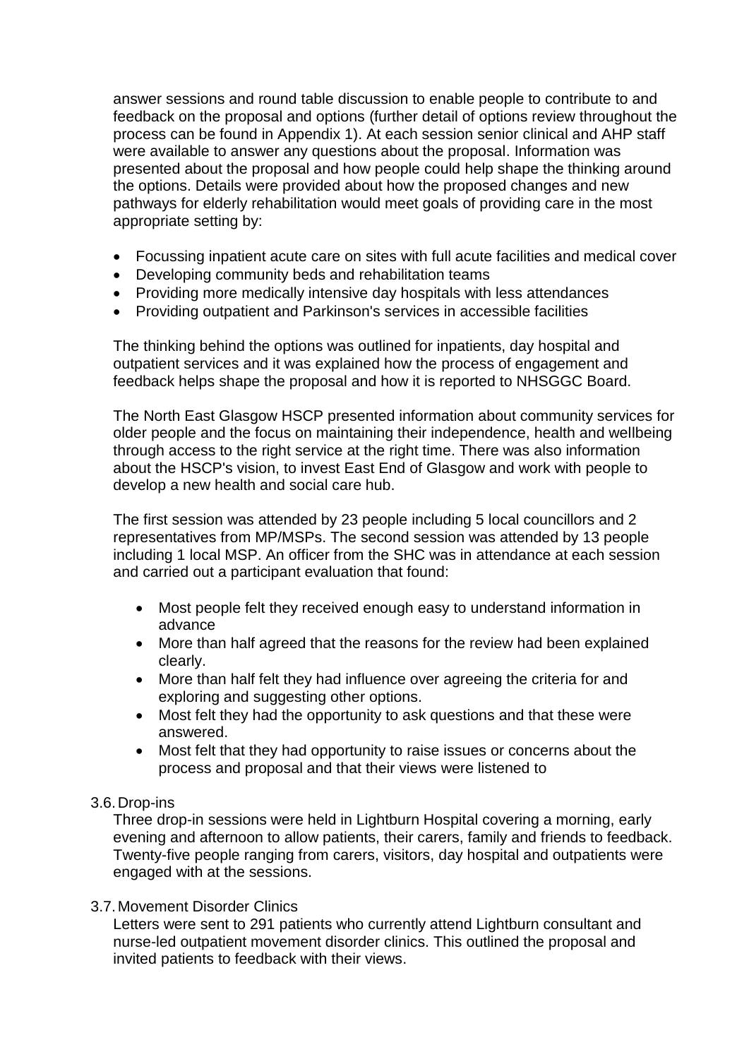answer sessions and round table discussion to enable people to contribute to and feedback on the proposal and options (further detail of options review throughout the process can be found in Appendix 1). At each session senior clinical and AHP staff were available to answer any questions about the proposal. Information was presented about the proposal and how people could help shape the thinking around the options. Details were provided about how the proposed changes and new pathways for elderly rehabilitation would meet goals of providing care in the most appropriate setting by:

- Focussing inpatient acute care on sites with full acute facilities and medical cover
- Developing community beds and rehabilitation teams
- Providing more medically intensive day hospitals with less attendances
- Providing outpatient and Parkinson's services in accessible facilities

The thinking behind the options was outlined for inpatients, day hospital and outpatient services and it was explained how the process of engagement and feedback helps shape the proposal and how it is reported to NHSGGC Board.

The North East Glasgow HSCP presented information about community services for older people and the focus on maintaining their independence, health and wellbeing through access to the right service at the right time. There was also information about the HSCP's vision, to invest East End of Glasgow and work with people to develop a new health and social care hub.

The first session was attended by 23 people including 5 local councillors and 2 representatives from MP/MSPs. The second session was attended by 13 people including 1 local MSP. An officer from the SHC was in attendance at each session and carried out a participant evaluation that found:

- Most people felt they received enough easy to understand information in advance
- More than half agreed that the reasons for the review had been explained clearly.
- More than half felt they had influence over agreeing the criteria for and exploring and suggesting other options.
- Most felt they had the opportunity to ask questions and that these were answered.
- Most felt that they had opportunity to raise issues or concerns about the process and proposal and that their views were listened to

3.6. Drop-ins

Three drop-in sessions were held in Lightburn Hospital covering a morning, early evening and afternoon to allow patients, their carers, family and friends to feedback. Twenty-five people ranging from carers, visitors, day hospital and outpatients were engaged with at the sessions.

3.7. Movement Disorder Clinics

Letters were sent to 291 patients who currently attend Lightburn consultant and nurse-led outpatient movement disorder clinics. This outlined the proposal and invited patients to feedback with their views.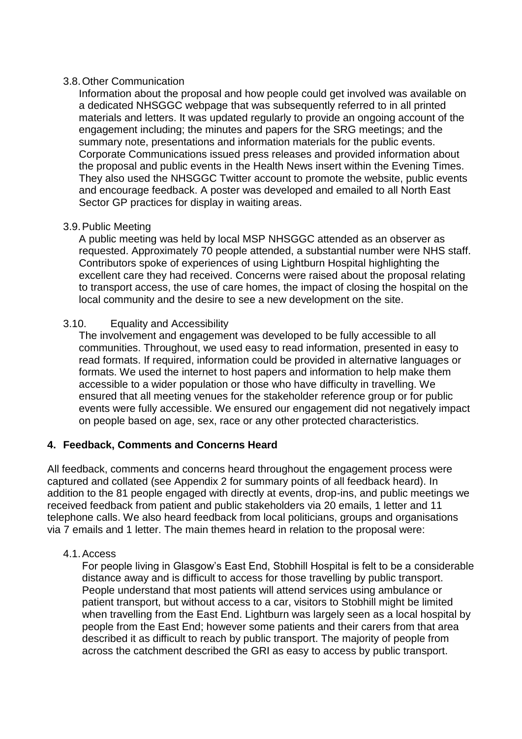### 3.8. Other Communication

Information about the proposal and how people could get involved was available on a dedicated NHSGGC webpage that was subsequently referred to in all printed materials and letters. It was updated regularly to provide an ongoing account of the engagement including; the minutes and papers for the SRG meetings; and the summary note, presentations and information materials for the public events. Corporate Communications issued press releases and provided information about the proposal and public events in the Health News insert within the Evening Times. They also used the NHSGGC Twitter account to promote the website, public events and encourage feedback. A poster was developed and emailed to all North East Sector GP practices for display in waiting areas.

### 3.9. Public Meeting

A public meeting was held by local MSP NHSGGC attended as an observer as requested. Approximately 70 people attended, a substantial number were NHS staff. Contributors spoke of experiences of using Lightburn Hospital highlighting the excellent care they had received. Concerns were raised about the proposal relating to transport access, the use of care homes, the impact of closing the hospital on the local community and the desire to see a new development on the site.

### 3.10. Equality and Accessibility

The involvement and engagement was developed to be fully accessible to all communities. Throughout, we used easy to read information, presented in easy to read formats. If required, information could be provided in alternative languages or formats. We used the internet to host papers and information to help make them accessible to a wider population or those who have difficulty in travelling. We ensured that all meeting venues for the stakeholder reference group or for public events were fully accessible. We ensured our engagement did not negatively impact on people based on age, sex, race or any other protected characteristics.

## 4. Feedback, Comments and Concerns Heard

All feedback, comments and concerns heard throughout the engagement process were captured and collated (see Appendix 2 for summary points of all feedback heard). In addition to the 81 people engaged with directly at events, drop-ins, and public meetings we received feedback from patient and public stakeholders via 20 emails, 1 letter and 11 telephone calls. We also heard feedback from local politicians, groups and organisations via 7 emails and 1 letter. The main themes heard in relation to the proposal were:

### 4.1. Access

For people living in Glasgow's East End, Stobhill Hospital is felt to be a considerable distance away and is difficult to access for those travelling by public transport. People understand that most patients will attend services using ambulance or patient transport, but without access to a car, visitors to Stobhill might be limited when travelling from the East End. Lightburn was largely seen as a local hospital by people from the East End; however some patients and their carers from that area described it as difficult to reach by public transport. The majority of people from across the catchment described the GRI as easy to access by public transport.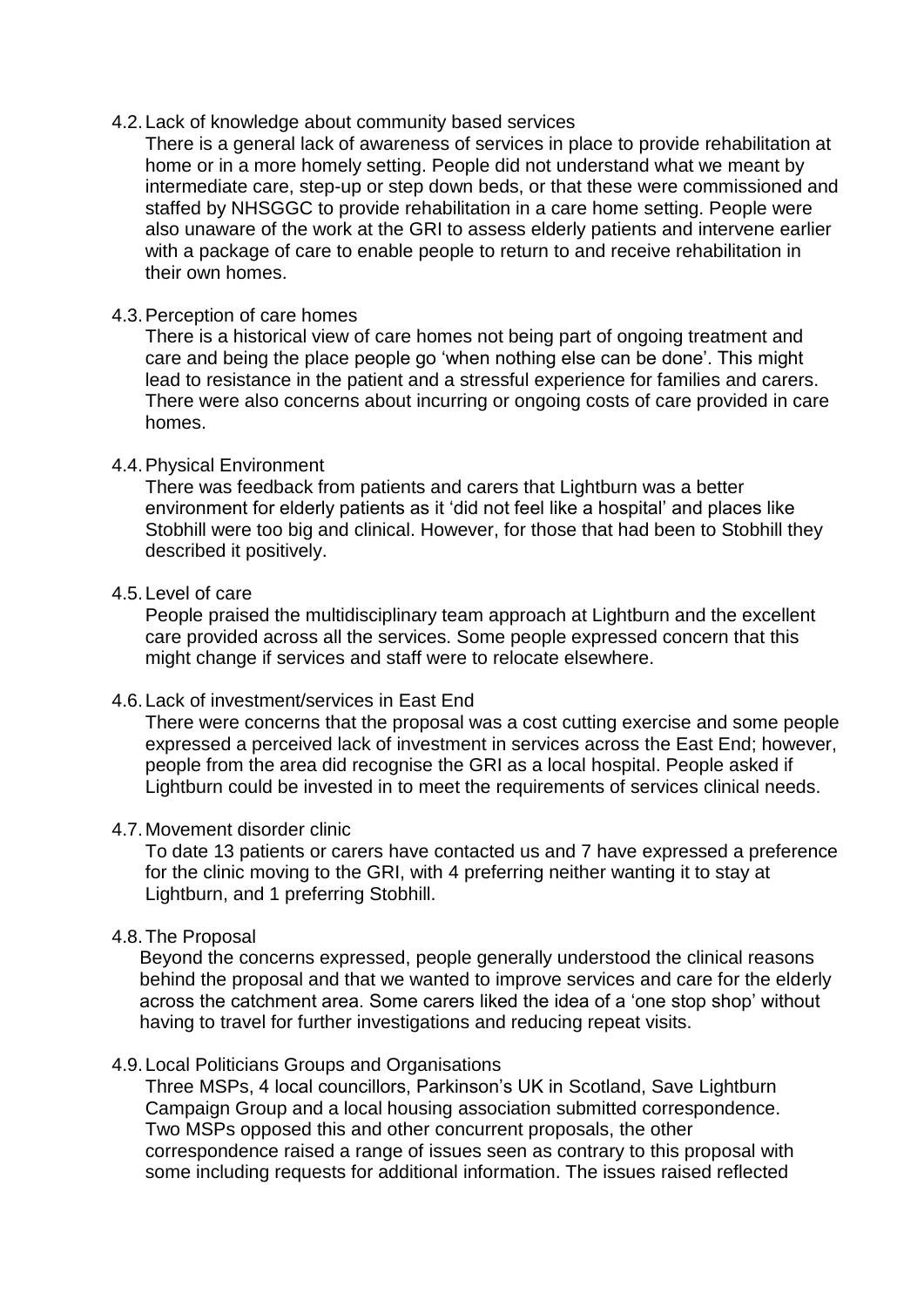4.2. Lack of knowledge about community based services

There is a general lack of awareness of services in place to provide rehabilitation at home or in a more homely setting. People did not understand what we meant by intermediate care, step-up or step down beds, or that these were commissioned and staffed by NHSGGC to provide rehabilitation in a care home setting. People were also unaware of the work at the GRI to assess elderly patients and intervene earlier with a package of care to enable people to return to and receive rehabilitation in their own homes.

4.3. Perception of care homes

There is a historical view of care homes not being part of ongoing treatment and care and being the place people go 'when nothing else can be done'. This might lead to resistance in the patient and a stressful experience for families and carers. There were also concerns about incurring or ongoing costs of care provided in care homes.

4.4. Physical Environment

There was feedback from patients and carers that Lightburn was a better environment for elderly patients as it 'did not feel like a hospital' and places like Stobhill were too big and clinical. However, for those that had been to Stobhill they described it positively.

4.5. Level of care

People praised the multidisciplinary team approach at Lightburn and the excellent care provided across all the services. Some people expressed concern that this might change if services and staff were to relocate elsewhere.

4.6. Lack of investment/services in East End

There were concerns that the proposal was a cost cutting exercise and some people expressed a perceived lack of investment in services across the East End; however, people from the area did recognise the GRI as a local hospital. People asked if Lightburn could be invested in to meet the requirements of services clinical needs.

4.7. Movement disorder clinic

To date 13 patients or carers have contacted us and 7 have expressed a preference for the clinic moving to the GRI, with 4 preferring neither wanting it to stay at Lightburn, and 1 preferring Stobhill.

4.8. The Proposal

Beyond the concerns expressed, people generally understood the clinical reasons behind the proposal and that we wanted to improve services and care for the elderly across the catchment area. Some carers liked the idea of a 'one stop shop' without having to travel for further investigations and reducing repeat visits.

4.9. Local Politicians Groups and Organisations

Three MSPs, 4 local councillors, Parkinson's UK in Scotland, Save Lightburn Campaign Group and a local housing association submitted correspondence. Two MSPs opposed this and other concurrent proposals, the other correspondence raised a range of issues seen as contrary to this proposal with some including requests for additional information. The issues raised reflected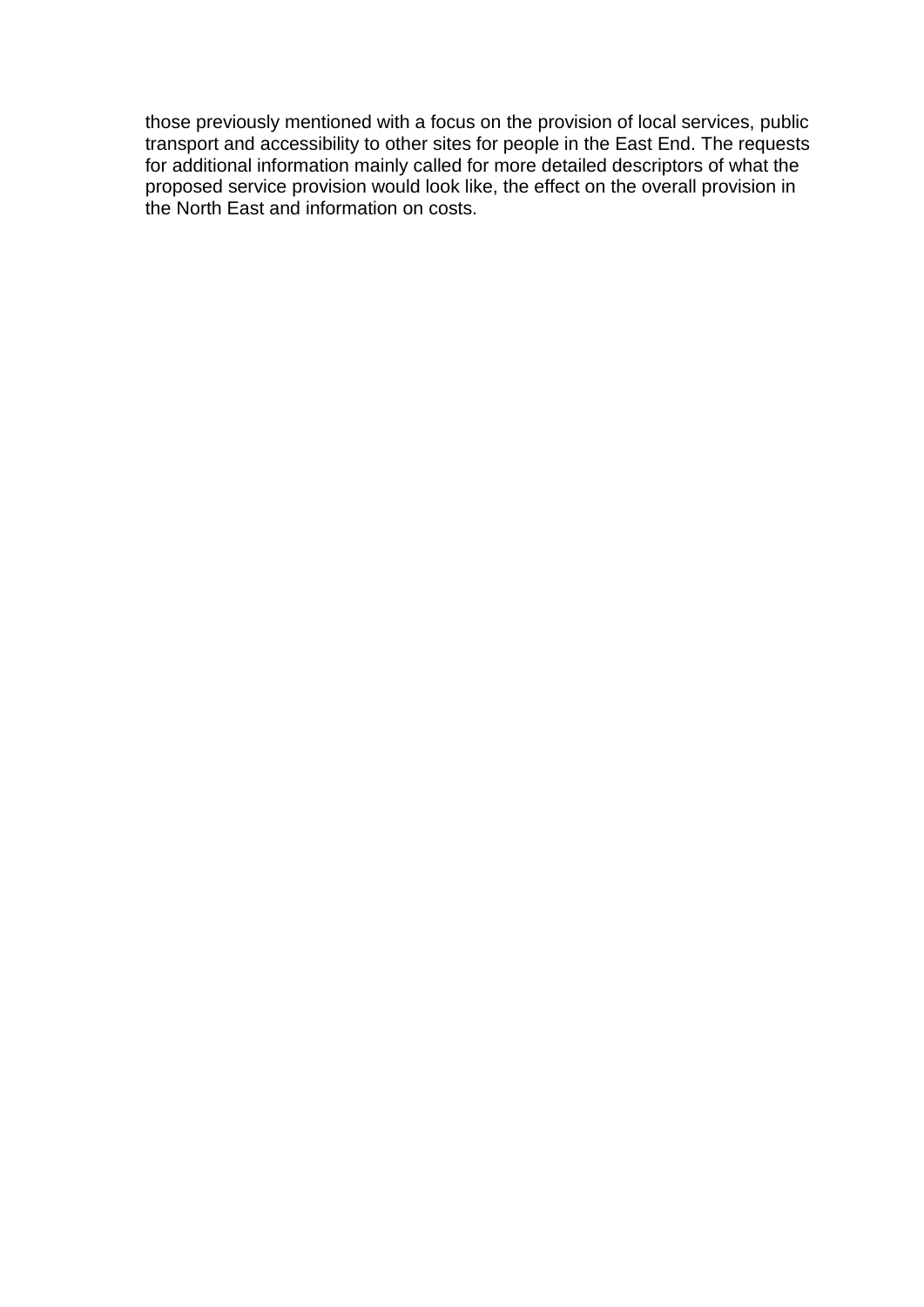those previously mentioned with a focus on the provision of local services, public transport and accessibility to other sites for people in the East End. The requests for additional information mainly called for more detailed descriptors of what the proposed service provision would look like, the effect on the overall provision in the North East and information on costs.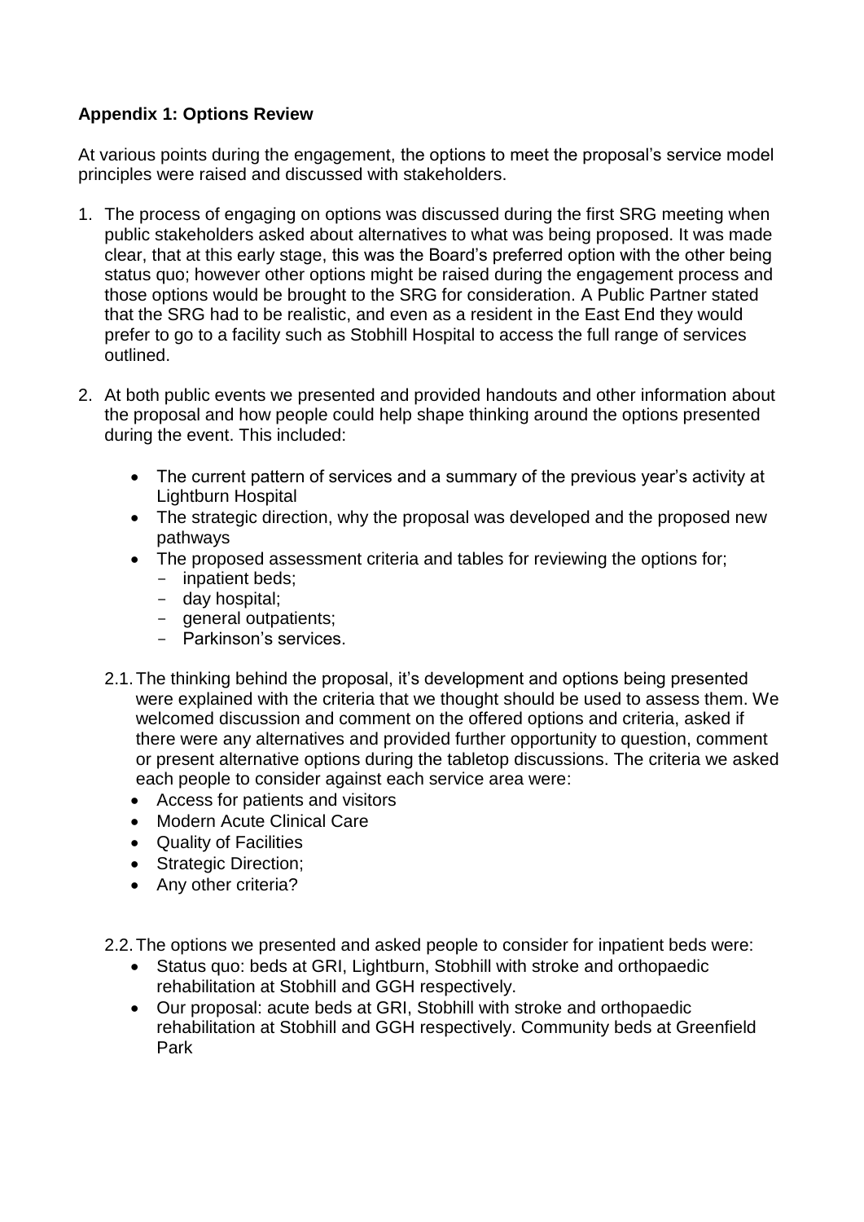**Appendix 1: Options Review**

At various points during the engagement, the options to meet the proposal's service model principles were raised and discussed with stakeholders.

1. The process of engaging on options was discussed during the first SRG meeting when public stakeholders asked about alternatives to what was being proposed. It was made clear, that at this early stage, this was the Board's preferred option with the other being status quo; however other options might be raised during the engagement process and those options would be brought to the SRG for consideration. A Public Partner stated that the SRG had to be realistic, and even as a resident in the East End they would prefer to go to a facility such as Stobhill Hospital to access the full range of services outlined.

2. At both public events we presented and provided handouts and other information about the proposal and how people could help shape thinking around the options presented during the event. This included:

   - The current pattern of services and a summary of the previous year's activity at Lightburn Hospital
   - The strategic direction, why the proposal was developed and the proposed new pathways
   - The proposed assessment criteria and tables for reviewing the options for;
     - inpatient beds;
     - day hospital;
     - general outpatients;
     - Parkinson's services.

   2.1. The thinking behind the proposal, it's development and options being presented were explained with the criteria that we thought should be used to assess them. We welcomed discussion and comment on the offered options and criteria, asked if there were any alternatives and provided further opportunity to question, comment or present alternative options during the tabletop discussions. The criteria we asked each people to consider against each service area were:

   - Access for patients and visitors
   - Modern Acute Clinical Care
   - Quality of Facilities
   - Strategic Direction;
   - Any other criteria?

   2.2. The options we presented and asked people to consider for inpatient beds were:

   - Status quo: beds at GRI, Lightburn, Stobhill with stroke and orthopaedic rehabilitation at Stobhill and GGH respectively.
   - Our proposal: acute beds at GRI, Stobhill with stroke and orthopaedic rehabilitation at Stobhill and GGH respectively. Community beds at Greenfield Park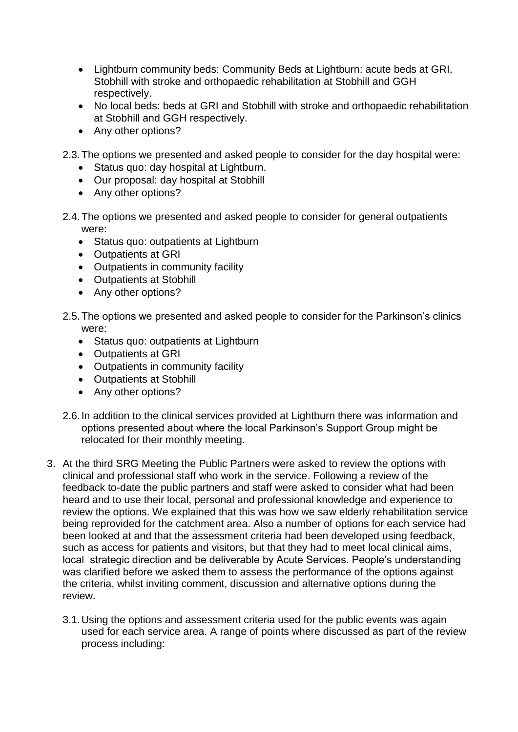- Lightburn community beds: Community Beds at Lightburn: acute beds at GRI, Stobhill with stroke and orthopaedic rehabilitation at Stobhill and GGH respectively.
- No local beds: beds at GRI and Stobhill with stroke and orthopaedic rehabilitation at Stobhill and GGH respectively.
- Any other options?

2.3. The options we presented and asked people to consider for the day hospital were:
   - Status quo: day hospital at Lightburn.
   - Our proposal: day hospital at Stobhill
   - Any other options?

2.4. The options we presented and asked people to consider for general outpatients were:
   - Status quo: outpatients at Lightburn
   - Outpatients at GRI
   - Outpatients in community facility
   - Outpatients at Stobhill
   - Any other options?

2.5. The options we presented and asked people to consider for the Parkinson's clinics were:
   - Status quo: outpatients at Lightburn
   - Outpatients at GRI
   - Outpatients in community facility
   - Outpatients at Stobhill
   - Any other options?

2.6. In addition to the clinical services provided at Lightburn there was information and options presented about where the local Parkinson's Support Group might be relocated for their monthly meeting.

3. At the third SRG Meeting the Public Partners were asked to review the options with clinical and professional staff who work in the service. Following a review of the feedback to-date the public partners and staff were asked to consider what had been heard and to use their local, personal and professional knowledge and experience to review the options. We explained that this was how we saw elderly rehabilitation service being reprovided for the catchment area. Also a number of options for each service had been looked at and that the assessment criteria had been developed using feedback, such as access for patients and visitors, but that they had to meet local clinical aims, local strategic direction and be deliverable by Acute Services. People's understanding was clarified before we asked them to assess the performance of the options against the criteria, whilst inviting comment, discussion and alternative options during the review.

   3.1. Using the options and assessment criteria used for the public events was again used for each service area. A range of points where discussed as part of the review process including: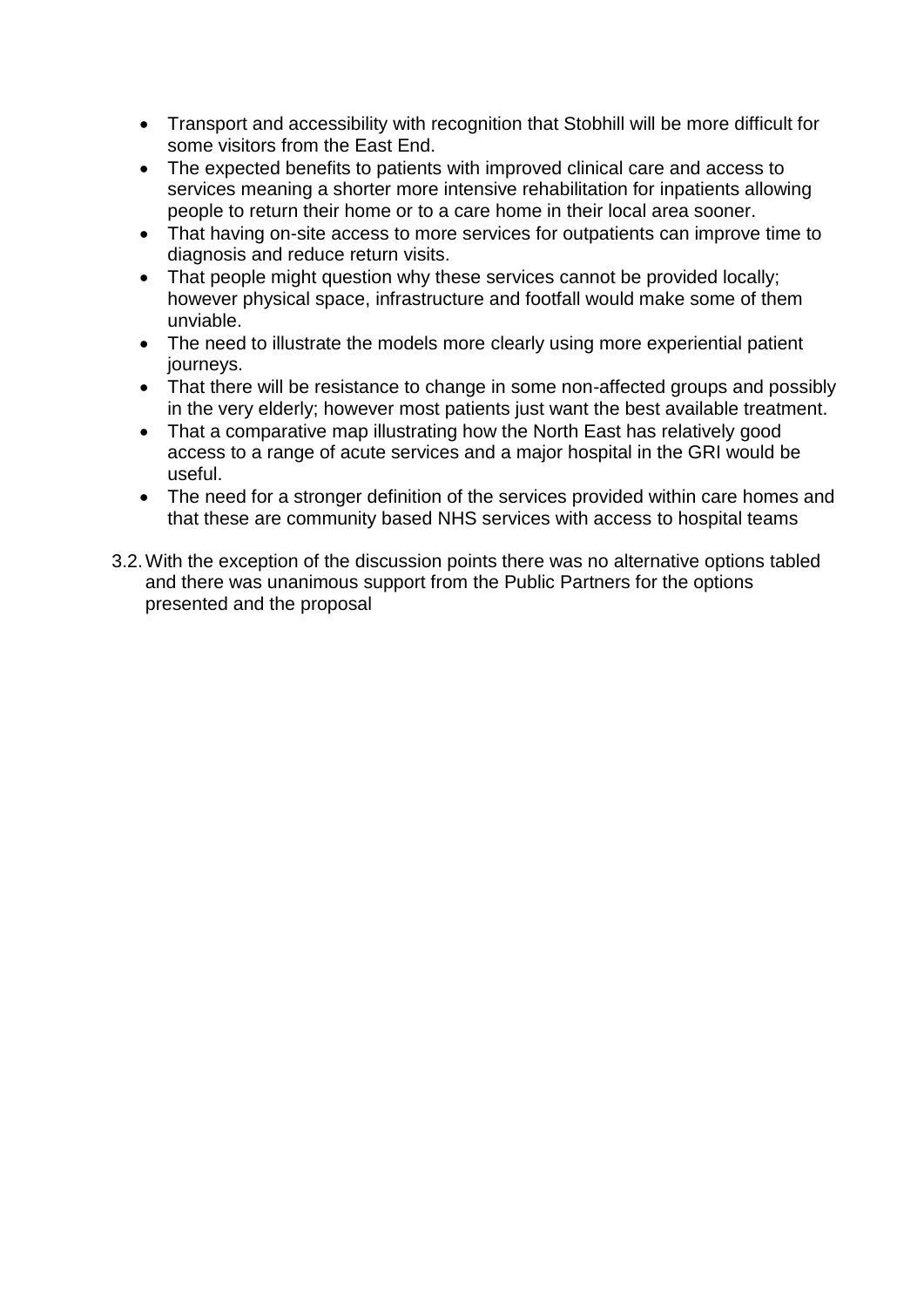- Transport and accessibility with recognition that Stobhill will be more difficult for some visitors from the East End.
- The expected benefits to patients with improved clinical care and access to services meaning a shorter more intensive rehabilitation for inpatients allowing people to return their home or to a care home in their local area sooner.
- That having on-site access to more services for outpatients can improve time to diagnosis and reduce return visits.
- That people might question why these services cannot be provided locally; however physical space, infrastructure and footfall would make some of them unviable.
- The need to illustrate the models more clearly using more experiential patient journeys.
- That there will be resistance to change in some non-affected groups and possibly in the very elderly; however most patients just want the best available treatment.
- That a comparative map illustrating how the North East has relatively good access to a range of acute services and a major hospital in the GRI would be useful.
- The need for a stronger definition of the services provided within care homes and that these are community based NHS services with access to hospital teams

3.2. With the exception of the discussion points there was no alternative options tabled and there was unanimous support from the Public Partners for the options presented and the proposal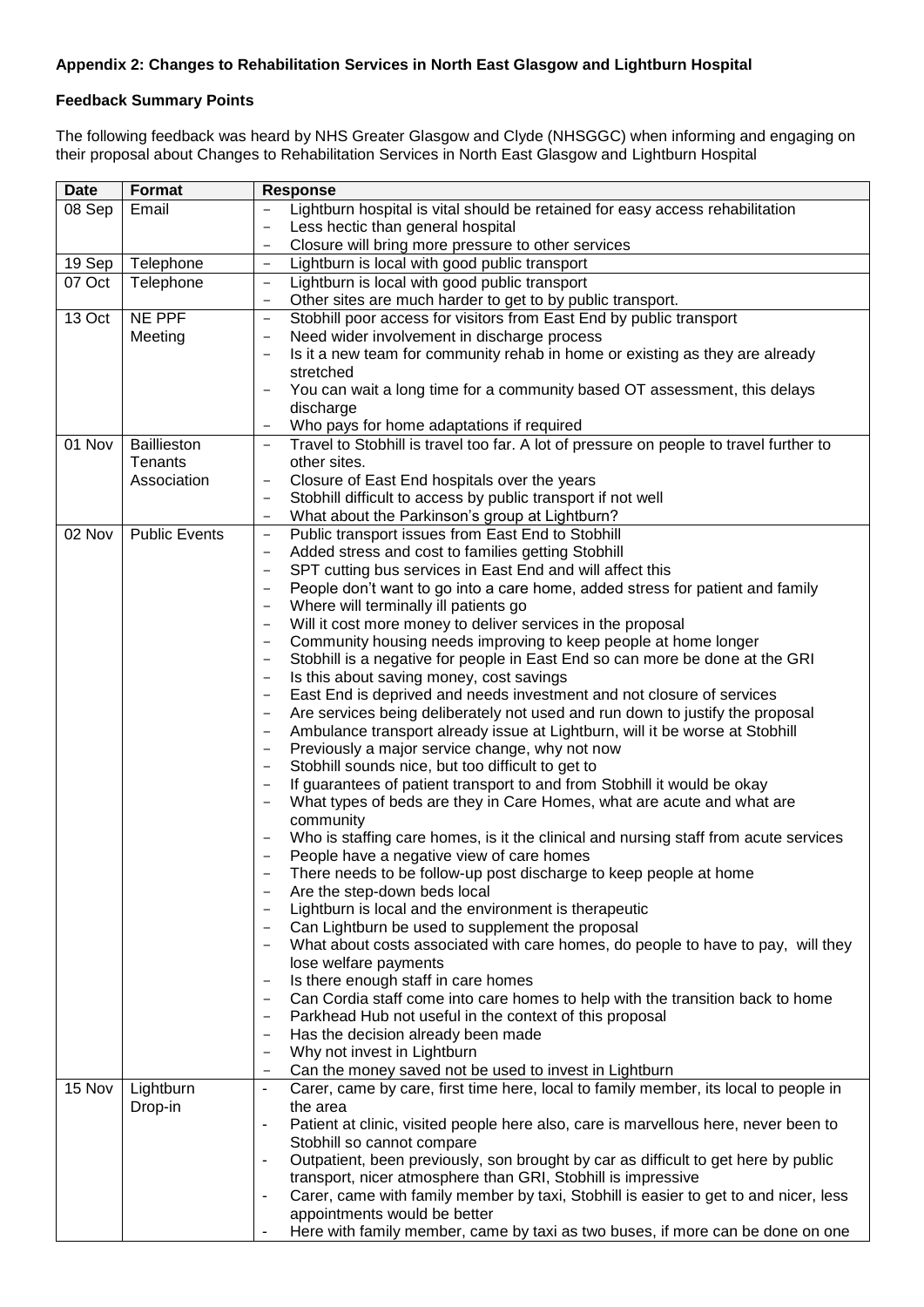**Appendix 2: Changes to Rehabilitation Services in North East Glasgow and Lightburn Hospital**

**Feedback Summary Points**

The following feedback was heard by NHS Greater Glasgow and Clyde (NHSGGC) when informing and engaging on their proposal about Changes to Rehabilitation Services in North East Glasgow and Lightburn Hospital

| Date | Format | Response |
|---|---|---|
| 08 Sep | Email | – Lightburn hospital is vital should be retained for easy access rehabilitation<br>– Less hectic than general hospital<br>– Closure will bring more pressure to other services |
| 19 Sep | Telephone | – Lightburn is local with good public transport |
| 07 Oct | Telephone | – Lightburn is local with good public transport<br>– Other sites are much harder to get to by public transport. |
| 13 Oct | NE PPF Meeting | – Stobhill poor access for visitors from East End by public transport<br>– Need wider involvement in discharge process<br>– Is it a new team for community rehab in home or existing as they are already stretched<br>– You can wait a long time for a community based OT assessment, this delays discharge<br>– Who pays for home adaptations if required |
| 01 Nov | Baillieston Tenants Association | – Travel to Stobhill is travel too far. A lot of pressure on people to travel further to other sites.<br>– Closure of East End hospitals over the years<br>– Stobhill difficult to access by public transport if not well<br>– What about the Parkinson's group at Lightburn? |
| 02 Nov | Public Events | – Public transport issues from East End to Stobhill<br>– Added stress and cost to families getting Stobhill<br>– SPT cutting bus services in East End and will affect this<br>– People don't want to go into a care home, added stress for patient and family<br>– Where will terminally ill patients go<br>– Will it cost more money to deliver services in the proposal<br>– Community housing needs improving to keep people at home longer<br>– Stobhill is a negative for people in East End so can more be done at the GRI<br>– Is this about saving money, cost savings<br>– East End is deprived and needs investment and not closure of services<br>– Are services being deliberately not used and run down to justify the proposal<br>– Ambulance transport already issue at Lightburn, will it be worse at Stobhill<br>– Previously a major service change, why not now<br>– Stobhill sounds nice, but too difficult to get to<br>– If guarantees of patient transport to and from Stobhill it would be okay<br>– What types of beds are they in Care Homes, what are acute and what are community<br>– Who is staffing care homes, is it the clinical and nursing staff from acute services<br>– People have a negative view of care homes<br>– There needs to be follow-up post discharge to keep people at home<br>– Are the step-down beds local<br>– Lightburn is local and the environment is therapeutic<br>– Can Lightburn be used to supplement the proposal<br>– What about costs associated with care homes, do people to have to pay, will they lose welfare payments<br>– Is there enough staff in care homes<br>– Can Cordia staff come into care homes to help with the transition back to home<br>– Parkhead Hub not useful in the context of this proposal<br>– Has the decision already been made<br>– Why not invest in Lightburn<br>– Can the money saved not be used to invest in Lightburn |
| 15 Nov | Lightburn Drop-in | - Carer, came by care, first time here, local to family member, its local to people in the area<br>- Patient at clinic, visited people here also, care is marvellous here, never been to Stobhill so cannot compare<br>- Outpatient, been previously, son brought by car as difficult to get here by public transport, nicer atmosphere than GRI, Stobhill is impressive<br>- Carer, came with family member by taxi, Stobhill is easier to get to and nicer, less appointments would be better<br>- Here with family member, came by taxi as two buses, if more can be done on one |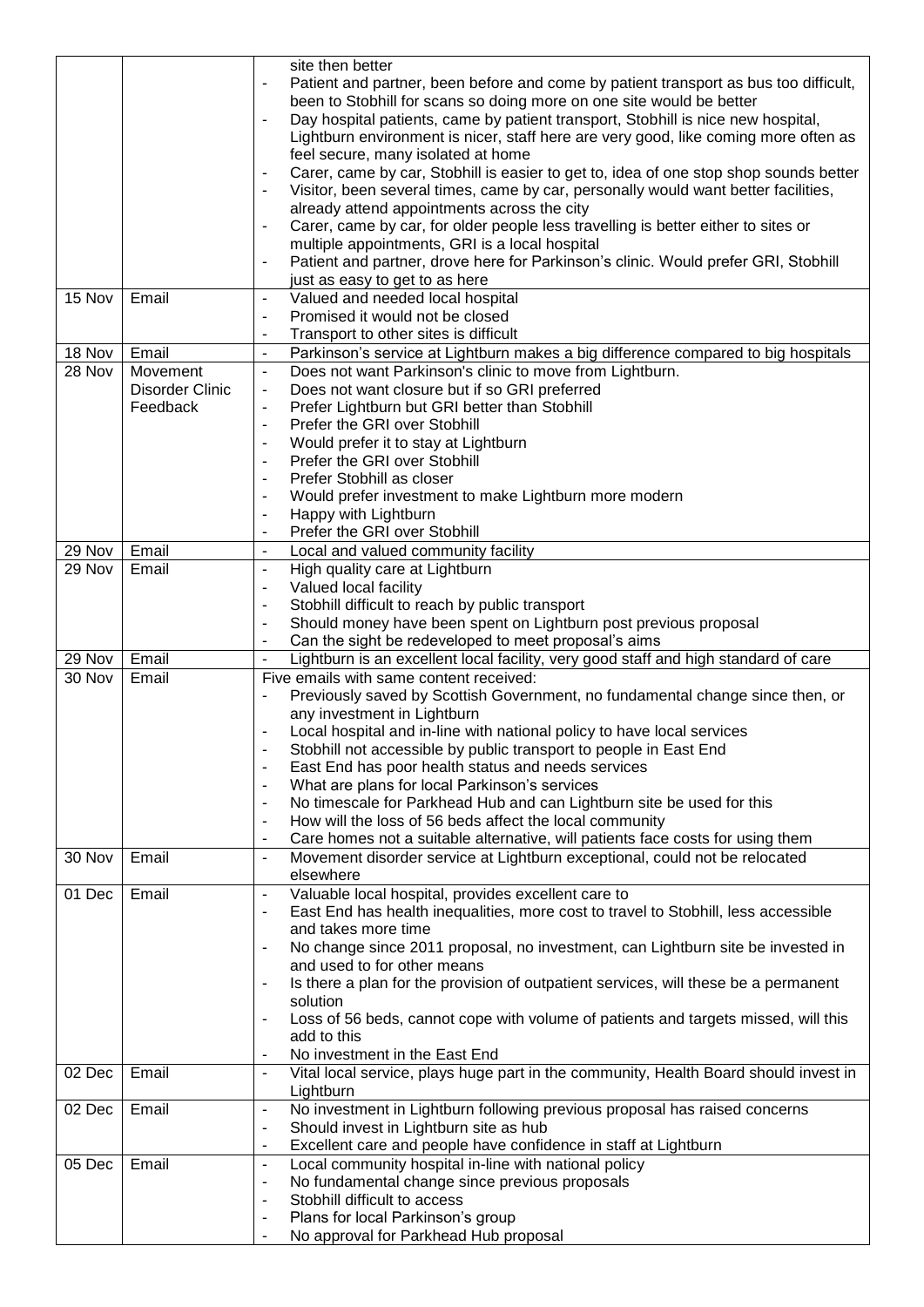| | | |
|---|---|---|
| | | site then better<br>- Patient and partner, been before and come by patient transport as bus too difficult, been to Stobhill for scans so doing more on one site would be better<br>- Day hospital patients, came by patient transport, Stobhill is nice new hospital, Lightburn environment is nicer, staff here are very good, like coming more often as feel secure, many isolated at home<br>- Carer, came by car, Stobhill is easier to get to, idea of one stop shop sounds better<br>- Visitor, been several times, came by car, personally would want better facilities, already attend appointments across the city<br>- Carer, came by car, for older people less travelling is better either to sites or multiple appointments, GRI is a local hospital<br>- Patient and partner, drove here for Parkinson's clinic. Would prefer GRI, Stobhill just as easy to get to as here |
| 15 Nov | Email | - Valued and needed local hospital<br>- Promised it would not be closed<br>- Transport to other sites is difficult |
| 18 Nov | Email | - Parkinson's service at Lightburn makes a big difference compared to big hospitals |
| 28 Nov | Movement Disorder Clinic Feedback | - Does not want Parkinson's clinic to move from Lightburn.<br>- Does not want closure but if so GRI preferred<br>- Prefer Lightburn but GRI better than Stobhill<br>- Prefer the GRI over Stobhill<br>- Would prefer it to stay at Lightburn<br>- Prefer the GRI over Stobhill<br>- Prefer Stobhill as closer<br>- Would prefer investment to make Lightburn more modern<br>- Happy with Lightburn<br>- Prefer the GRI over Stobhill |
| 29 Nov | Email | - Local and valued community facility |
| 29 Nov | Email | - High quality care at Lightburn<br>- Valued local facility<br>- Stobhill difficult to reach by public transport<br>- Should money have been spent on Lightburn post previous proposal<br>- Can the sight be redeveloped to meet proposal's aims |
| 29 Nov | Email | - Lightburn is an excellent local facility, very good staff and high standard of care |
| 30 Nov | Email | Five emails with same content received:<br>- Previously saved by Scottish Government, no fundamental change since then, or any investment in Lightburn<br>- Local hospital and in-line with national policy to have local services<br>- Stobhill not accessible by public transport to people in East End<br>- East End has poor health status and needs services<br>- What are plans for local Parkinson's services<br>- No timescale for Parkhead Hub and can Lightburn site be used for this<br>- How will the loss of 56 beds affect the local community<br>- Care homes not a suitable alternative, will patients face costs for using them |
| 30 Nov | Email | - Movement disorder service at Lightburn exceptional, could not be relocated elsewhere |
| 01 Dec | Email | - Valuable local hospital, provides excellent care to<br>- East End has health inequalities, more cost to travel to Stobhill, less accessible and takes more time<br>- No change since 2011 proposal, no investment, can Lightburn site be invested in and used to for other means<br>- Is there a plan for the provision of outpatient services, will these be a permanent solution<br>- Loss of 56 beds, cannot cope with volume of patients and targets missed, will this add to this<br>- No investment in the East End |
| 02 Dec | Email | - Vital local service, plays huge part in the community, Health Board should invest in Lightburn |
| 02 Dec | Email | - No investment in Lightburn following previous proposal has raised concerns<br>- Should invest in Lightburn site as hub<br>- Excellent care and people have confidence in staff at Lightburn |
| 05 Dec | Email | - Local community hospital in-line with national policy<br>- No fundamental change since previous proposals<br>- Stobhill difficult to access<br>- Plans for local Parkinson's group<br>- No approval for Parkhead Hub proposal |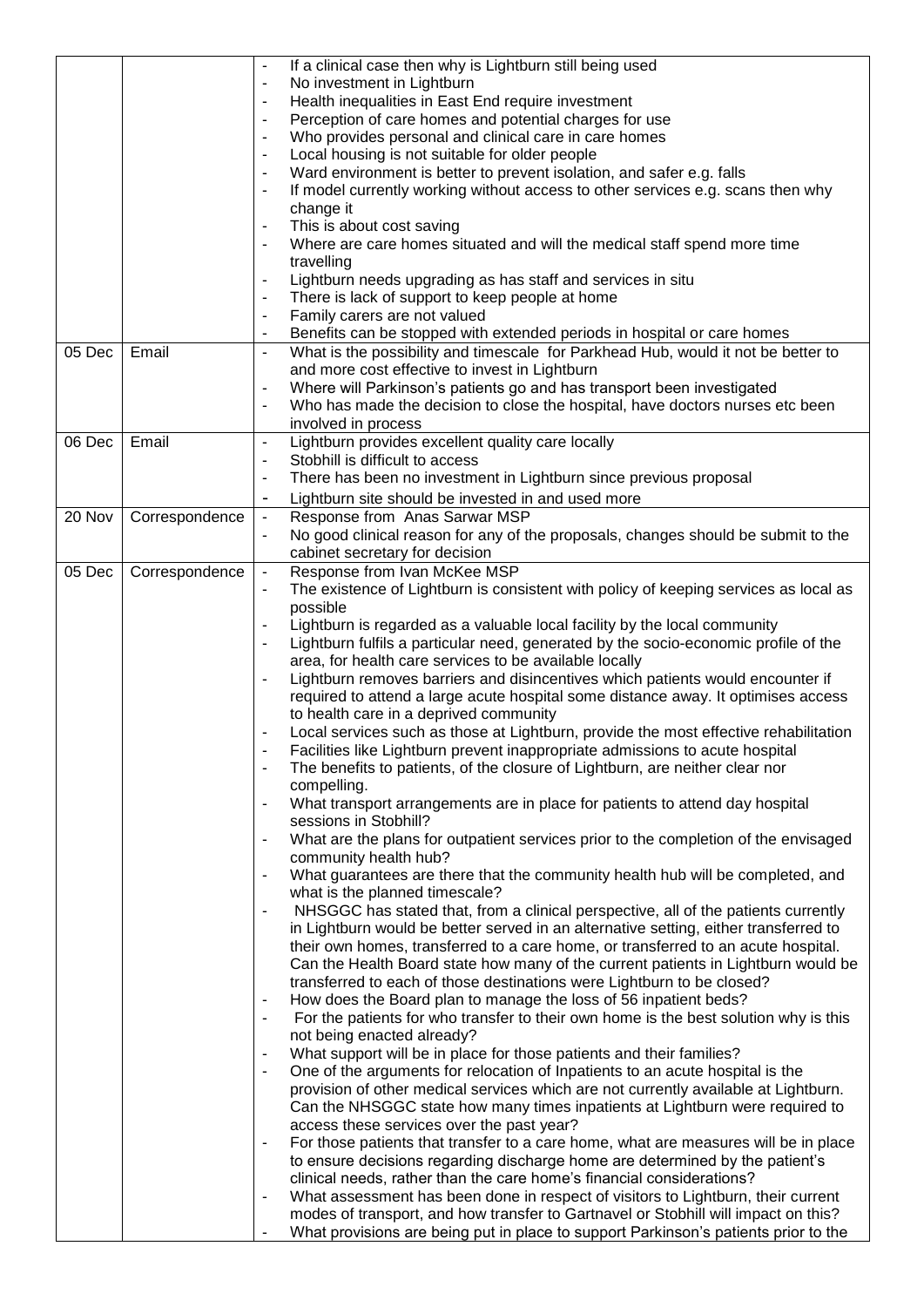| | | |
|---|---|---|
| | | - If a clinical case then why is Lightburn still being used<br>- No investment in Lightburn<br>- Health inequalities in East End require investment<br>- Perception of care homes and potential charges for use<br>- Who provides personal and clinical care in care homes<br>- Local housing is not suitable for older people<br>- Ward environment is better to prevent isolation, and safer e.g. falls<br>- If model currently working without access to other services e.g. scans then why change it<br>- This is about cost saving<br>- Where are care homes situated and will the medical staff spend more time travelling<br>- Lightburn needs upgrading as has staff and services in situ<br>- There is lack of support to keep people at home<br>- Family carers are not valued<br>- Benefits can be stopped with extended periods in hospital or care homes |
| 05 Dec | Email | - What is the possibility and timescale for Parkhead Hub, would it not be better to and more cost effective to invest in Lightburn<br>- Where will Parkinson's patients go and has transport been investigated<br>- Who has made the decision to close the hospital, have doctors nurses etc been involved in process |
| 06 Dec | Email | - Lightburn provides excellent quality care locally<br>- Stobhill is difficult to access<br>- There has been no investment in Lightburn since previous proposal<br>- Lightburn site should be invested in and used more |
| 20 Nov | Correspondence | - Response from Anas Sarwar MSP<br>- No good clinical reason for any of the proposals, changes should be submit to the cabinet secretary for decision |
| 05 Dec | Correspondence | - Response from Ivan McKee MSP<br>- The existence of Lightburn is consistent with policy of keeping services as local as possible<br>- Lightburn is regarded as a valuable local facility by the local community<br>- Lightburn fulfils a particular need, generated by the socio-economic profile of the area, for health care services to be available locally<br>- Lightburn removes barriers and disincentives which patients would encounter if required to attend a large acute hospital some distance away. It optimises access to health care in a deprived community<br>- Local services such as those at Lightburn, provide the most effective rehabilitation<br>- Facilities like Lightburn prevent inappropriate admissions to acute hospital<br>- The benefits to patients, of the closure of Lightburn, are neither clear nor compelling.<br>- What transport arrangements are in place for patients to attend day hospital sessions in Stobhill?<br>- What are the plans for outpatient services prior to the completion of the envisaged community health hub?<br>- What guarantees are there that the community health hub will be completed, and what is the planned timescale?<br>- NHSGGC has stated that, from a clinical perspective, all of the patients currently in Lightburn would be better served in an alternative setting, either transferred to their own homes, transferred to a care home, or transferred to an acute hospital. Can the Health Board state how many of the current patients in Lightburn would be transferred to each of those destinations were Lightburn to be closed?<br>- How does the Board plan to manage the loss of 56 inpatient beds?<br>- For the patients for who transfer to their own home is the best solution why is this not being enacted already?<br>- What support will be in place for those patients and their families?<br>- One of the arguments for relocation of Inpatients to an acute hospital is the provision of other medical services which are not currently available at Lightburn. Can the NHSGGC state how many times inpatients at Lightburn were required to access these services over the past year?<br>- For those patients that transfer to a care home, what are measures will be in place to ensure decisions regarding discharge home are determined by the patient's clinical needs, rather than the care home's financial considerations?<br>- What assessment has been done in respect of visitors to Lightburn, their current modes of transport, and how transfer to Gartnavel or Stobhill will impact on this?<br>- What provisions are being put in place to support Parkinson's patients prior to the |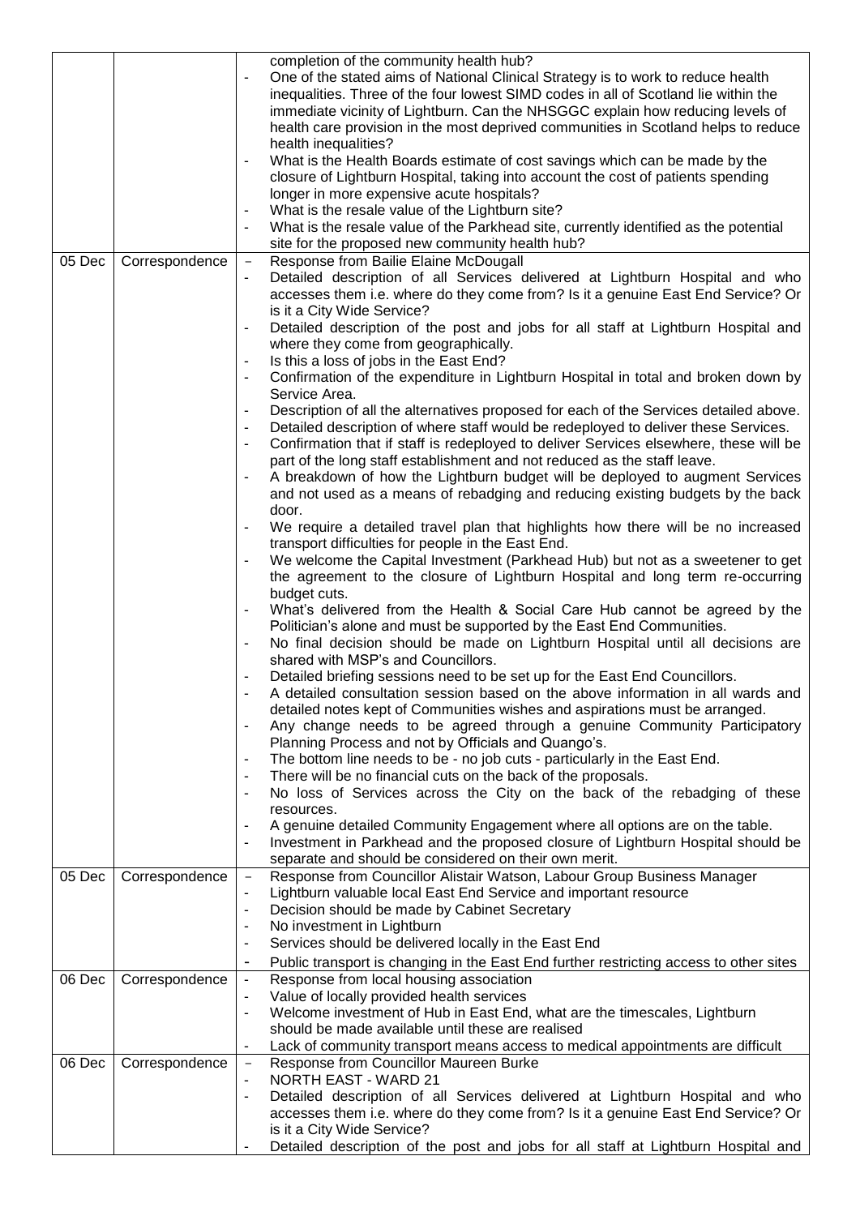| | | |
|---|---|---|
| | | completion of the community health hub?<br>- One of the stated aims of National Clinical Strategy is to work to reduce health inequalities. Three of the four lowest SIMD codes in all of Scotland lie within the immediate vicinity of Lightburn. Can the NHSGGC explain how reducing levels of health care provision in the most deprived communities in Scotland helps to reduce health inequalities?<br>- What is the Health Boards estimate of cost savings which can be made by the closure of Lightburn Hospital, taking into account the cost of patients spending longer in more expensive acute hospitals?<br>- What is the resale value of the Lightburn site?<br>- What is the resale value of the Parkhead site, currently identified as the potential site for the proposed new community health hub? |
| 05 Dec | Correspondence | - Response from Bailie Elaine McDougall<br>- Detailed description of all Services delivered at Lightburn Hospital and who accesses them i.e. where do they come from? Is it a genuine East End Service? Or is it a City Wide Service?<br>- Detailed description of the post and jobs for all staff at Lightburn Hospital and where they come from geographically.<br>- Is this a loss of jobs in the East End?<br>- Confirmation of the expenditure in Lightburn Hospital in total and broken down by Service Area.<br>- Description of all the alternatives proposed for each of the Services detailed above.<br>- Detailed description of where staff would be redeployed to deliver these Services.<br>- Confirmation that if staff is redeployed to deliver Services elsewhere, these will be part of the long staff establishment and not reduced as the staff leave.<br>- A breakdown of how the Lightburn budget will be deployed to augment Services and not used as a means of rebadging and reducing existing budgets by the back door.<br>- We require a detailed travel plan that highlights how there will be no increased transport difficulties for people in the East End.<br>- We welcome the Capital Investment (Parkhead Hub) but not as a sweetener to get the agreement to the closure of Lightburn Hospital and long term re-occurring budget cuts.<br>- What's delivered from the Health & Social Care Hub cannot be agreed by the Politician's alone and must be supported by the East End Communities.<br>- No final decision should be made on Lightburn Hospital until all decisions are shared with MSP's and Councillors.<br>- Detailed briefing sessions need to be set up for the East End Councillors.<br>- A detailed consultation session based on the above information in all wards and detailed notes kept of Communities wishes and aspirations must be arranged.<br>- Any change needs to be agreed through a genuine Community Participatory Planning Process and not by Officials and Quango's.<br>- The bottom line needs to be - no job cuts - particularly in the East End.<br>- There will be no financial cuts on the back of the proposals.<br>- No loss of Services across the City on the back of the rebadging of these resources.<br>- A genuine detailed Community Engagement where all options are on the table.<br>- Investment in Parkhead and the proposed closure of Lightburn Hospital should be separate and should be considered on their own merit. |
| 05 Dec | Correspondence | - Response from Councillor Alistair Watson, Labour Group Business Manager<br>- Lightburn valuable local East End Service and important resource<br>- Decision should be made by Cabinet Secretary<br>- No investment in Lightburn<br>- Services should be delivered locally in the East End<br>- Public transport is changing in the East End further restricting access to other sites |
| 06 Dec | Correspondence | - Response from local housing association<br>- Value of locally provided health services<br>- Welcome investment of Hub in East End, what are the timescales, Lightburn should be made available until these are realised<br>- Lack of community transport means access to medical appointments are difficult |
| 06 Dec | Correspondence | - Response from Councillor Maureen Burke<br>- NORTH EAST - WARD 21<br>- Detailed description of all Services delivered at Lightburn Hospital and who accesses them i.e. where do they come from? Is it a genuine East End Service? Or is it a City Wide Service?<br>- Detailed description of the post and jobs for all staff at Lightburn Hospital and |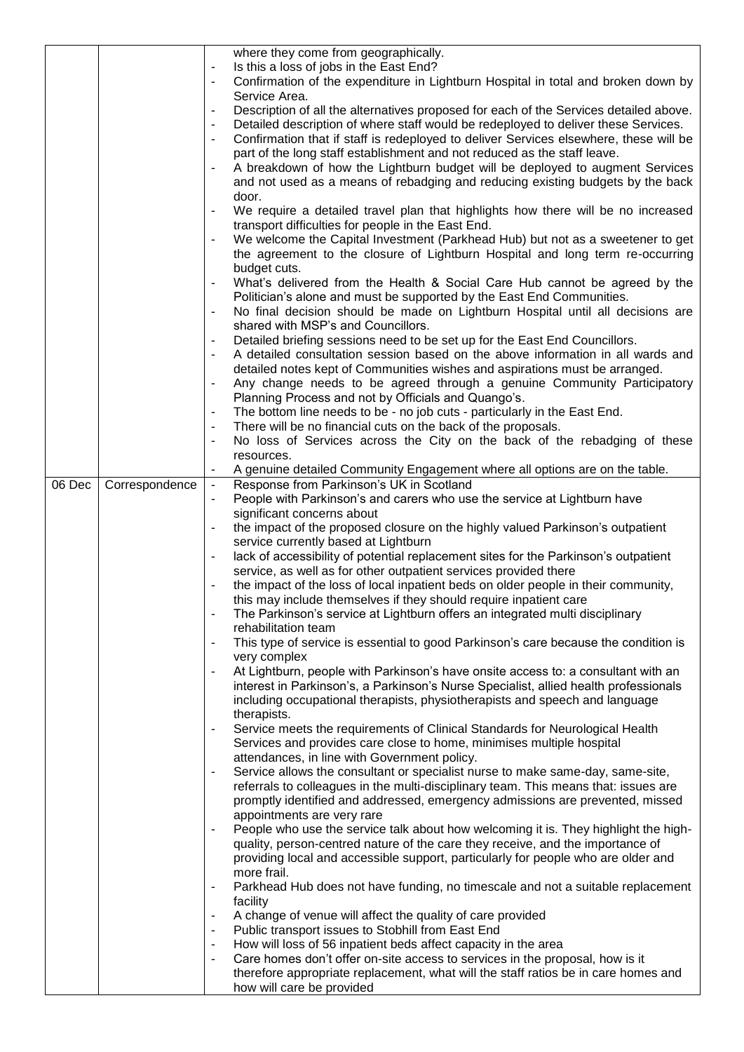| | | |
|---|---|---|
| | | where they come from geographically.<br>- Is this a loss of jobs in the East End?<br>- Confirmation of the expenditure in Lightburn Hospital in total and broken down by Service Area.<br>- Description of all the alternatives proposed for each of the Services detailed above.<br>- Detailed description of where staff would be redeployed to deliver these Services.<br>- Confirmation that if staff is redeployed to deliver Services elsewhere, these will be part of the long staff establishment and not reduced as the staff leave.<br>- A breakdown of how the Lightburn budget will be deployed to augment Services and not used as a means of rebadging and reducing existing budgets by the back door.<br>- We require a detailed travel plan that highlights how there will be no increased transport difficulties for people in the East End.<br>- We welcome the Capital Investment (Parkhead Hub) but not as a sweetener to get the agreement to the closure of Lightburn Hospital and long term re-occurring budget cuts.<br>- What's delivered from the Health & Social Care Hub cannot be agreed by the Politician's alone and must be supported by the East End Communities.<br>- No final decision should be made on Lightburn Hospital until all decisions are shared with MSP's and Councillors.<br>- Detailed briefing sessions need to be set up for the East End Councillors.<br>- A detailed consultation session based on the above information in all wards and detailed notes kept of Communities wishes and aspirations must be arranged.<br>- Any change needs to be agreed through a genuine Community Participatory Planning Process and not by Officials and Quango's.<br>- The bottom line needs to be - no job cuts - particularly in the East End.<br>- There will be no financial cuts on the back of the proposals.<br>- No loss of Services across the City on the back of the rebadging of these resources.<br>- A genuine detailed Community Engagement where all options are on the table. |
| 06 Dec | Correspondence | - Response from Parkinson's UK in Scotland<br>- People with Parkinson's and carers who use the service at Lightburn have significant concerns about<br>- the impact of the proposed closure on the highly valued Parkinson's outpatient service currently based at Lightburn<br>- lack of accessibility of potential replacement sites for the Parkinson's outpatient service, as well as for other outpatient services provided there<br>- the impact of the loss of local inpatient beds on older people in their community, this may include themselves if they should require inpatient care<br>- The Parkinson's service at Lightburn offers an integrated multi disciplinary rehabilitation team<br>- This type of service is essential to good Parkinson's care because the condition is very complex<br>- At Lightburn, people with Parkinson's have onsite access to: a consultant with an interest in Parkinson's, a Parkinson's Nurse Specialist, allied health professionals including occupational therapists, physiotherapists and speech and language therapists.<br>- Service meets the requirements of Clinical Standards for Neurological Health Services and provides care close to home, minimises multiple hospital attendances, in line with Government policy.<br>- Service allows the consultant or specialist nurse to make same-day, same-site, referrals to colleagues in the multi-disciplinary team. This means that: issues are promptly identified and addressed, emergency admissions are prevented, missed appointments are very rare<br>- People who use the service talk about how welcoming it is. They highlight the high-quality, person-centred nature of the care they receive, and the importance of providing local and accessible support, particularly for people who are older and more frail.<br>- Parkhead Hub does not have funding, no timescale and not a suitable replacement facility<br>- A change of venue will affect the quality of care provided<br>- Public transport issues to Stobhill from East End<br>- How will loss of 56 inpatient beds affect capacity in the area<br>- Care homes don't offer on-site access to services in the proposal, how is it therefore appropriate replacement, what will the staff ratios be in care homes and how will care be provided |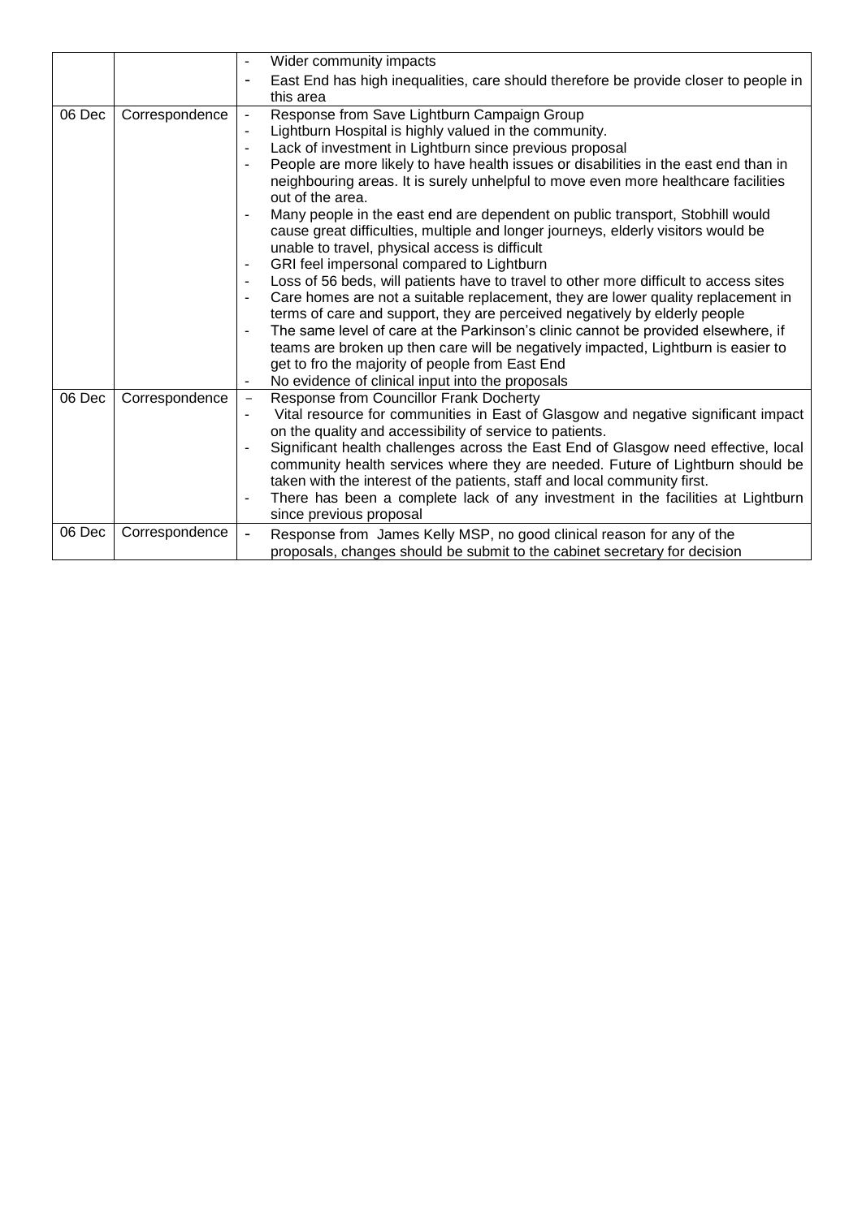| | | |
|---|---|---|
| | | - Wider community impacts<br>- East End has high inequalities, care should therefore be provide closer to people in this area |
| 06 Dec | Correspondence | - Response from Save Lightburn Campaign Group<br>- Lightburn Hospital is highly valued in the community.<br>- Lack of investment in Lightburn since previous proposal<br>- People are more likely to have health issues or disabilities in the east end than in neighbouring areas. It is surely unhelpful to move even more healthcare facilities out of the area.<br>- Many people in the east end are dependent on public transport, Stobhill would cause great difficulties, multiple and longer journeys, elderly visitors would be unable to travel, physical access is difficult<br>- GRI feel impersonal compared to Lightburn<br>- Loss of 56 beds, will patients have to travel to other more difficult to access sites<br>- Care homes are not a suitable replacement, they are lower quality replacement in terms of care and support, they are perceived negatively by elderly people<br>- The same level of care at the Parkinson's clinic cannot be provided elsewhere, if teams are broken up then care will be negatively impacted, Lightburn is easier to get to fro the majority of people from East End<br>- No evidence of clinical input into the proposals |
| 06 Dec | Correspondence | - Response from Councillor Frank Docherty<br>- Vital resource for communities in East of Glasgow and negative significant impact on the quality and accessibility of service to patients.<br>- Significant health challenges across the East End of Glasgow need effective, local community health services where they are needed. Future of Lightburn should be taken with the interest of the patients, staff and local community first.<br>- There has been a complete lack of any investment in the facilities at Lightburn since previous proposal |
| 06 Dec | Correspondence | - Response from James Kelly MSP, no good clinical reason for any of the proposals, changes should be submit to the cabinet secretary for decision |